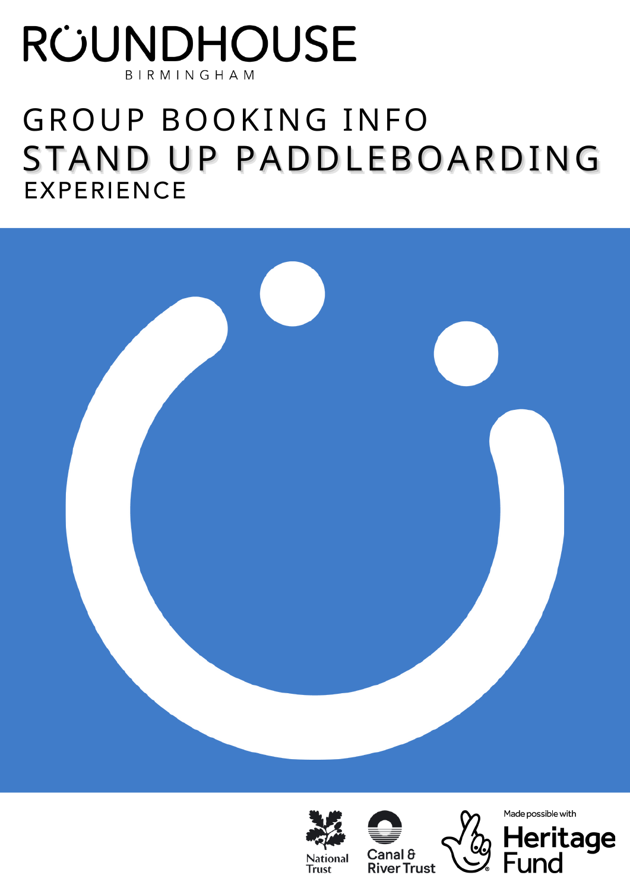# ROUNDHOUSE

BIRMINGHAM

## GROUP BOOKING INFO
## STAND UP PADDLEBOARDING
## EXPERIENCE

National Trust

Canal & River Trust

Made possible with Heritage Fund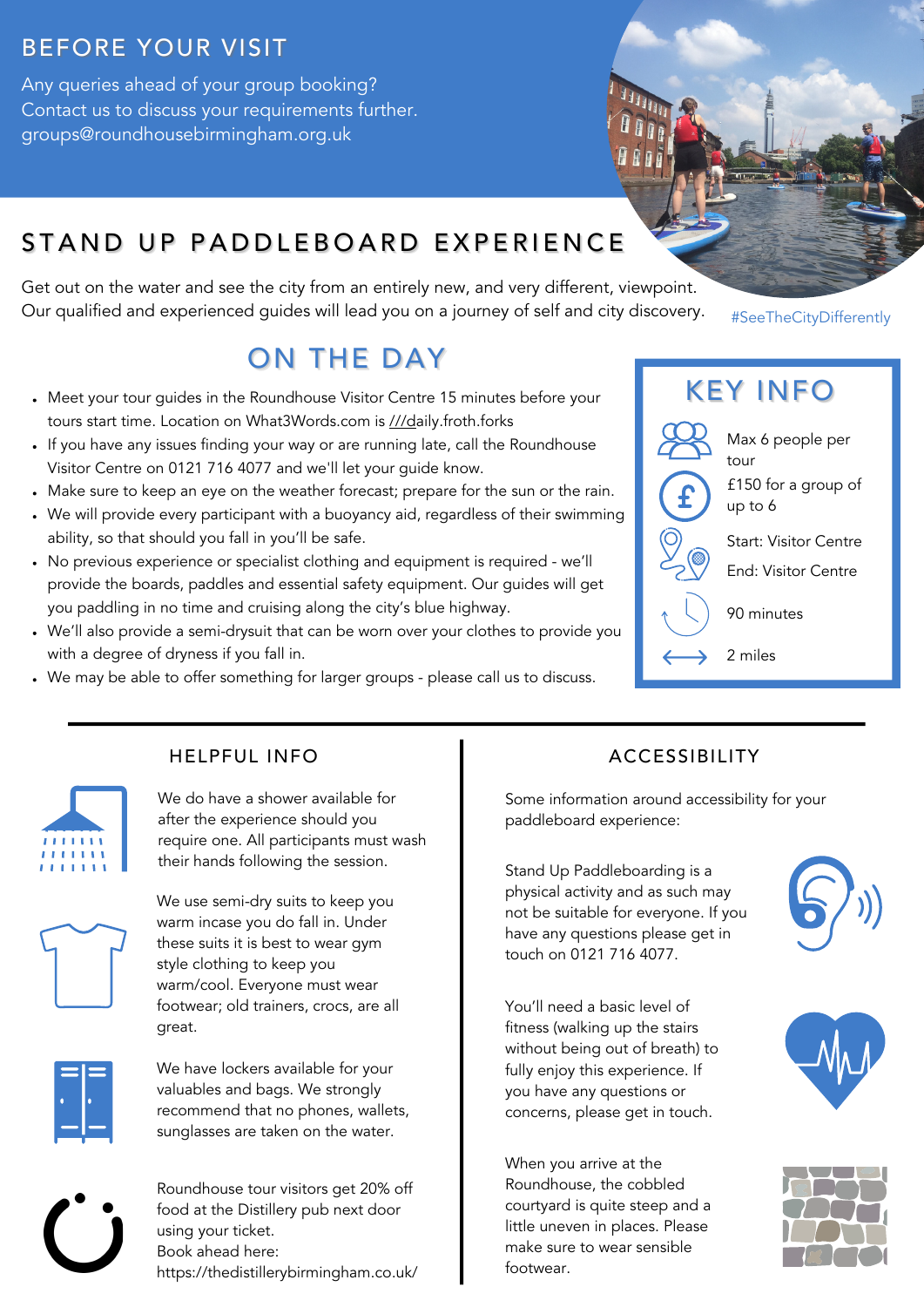## BEFORE YOUR VISIT

Any queries ahead of your group booking?
Contact us to discuss your requirements further.
groups@roundhousebirmingham.org.uk

# STAND UP PADDLEBOARD EXPERIENCE

Get out on the water and see the city from an entirely new, and very different, viewpoint. Our qualified and experienced guides will lead you on a journey of self and city discovery.

#SeeTheCityDifferently

## ON THE DAY

- Meet your tour guides in the Roundhouse Visitor Centre 15 minutes before your tours start time. Location on What3Words.com is ///daily.froth.forks
- If you have any issues finding your way or are running late, call the Roundhouse Visitor Centre on 0121 716 4077 and we'll let your guide know.
- Make sure to keep an eye on the weather forecast; prepare for the sun or the rain.
- We will provide every participant with a buoyancy aid, regardless of their swimming ability, so that should you fall in you'll be safe.
- No previous experience or specialist clothing and equipment is required - we'll provide the boards, paddles and essential safety equipment. Our guides will get you paddling in no time and cruising along the city's blue highway.
- We'll also provide a semi-drysuit that can be worn over your clothes to provide you with a degree of dryness if you fall in.
- We may be able to offer something for larger groups - please call us to discuss.

## KEY INFO

- Max 6 people per tour
- £150 for a group of up to 6
- Start: Visitor Centre
- End: Visitor Centre
- 90 minutes
- 2 miles

### HELPFUL INFO

We do have a shower available for after the experience should you require one. All participants must wash their hands following the session.

We use semi-dry suits to keep you warm incase you do fall in. Under these suits it is best to wear gym style clothing to keep you warm/cool. Everyone must wear footwear; old trainers, crocs, are all great.

We have lockers available for your valuables and bags. We strongly recommend that no phones, wallets, sunglasses are taken on the water.

Roundhouse tour visitors get 20% off food at the Distillery pub next door using your ticket.
Book ahead here:
https://thedistillerybirmingham.co.uk/

### ACCESSIBILITY

Some information around accessibility for your paddleboard experience:

Stand Up Paddleboarding is a physical activity and as such may not be suitable for everyone. If you have any questions please get in touch on 0121 716 4077.

You'll need a basic level of fitness (walking up the stairs without being out of breath) to fully enjoy this experience. If you have any questions or concerns, please get in touch.

When you arrive at the Roundhouse, the cobbled courtyard is quite steep and a little uneven in places. Please make sure to wear sensible footwear.